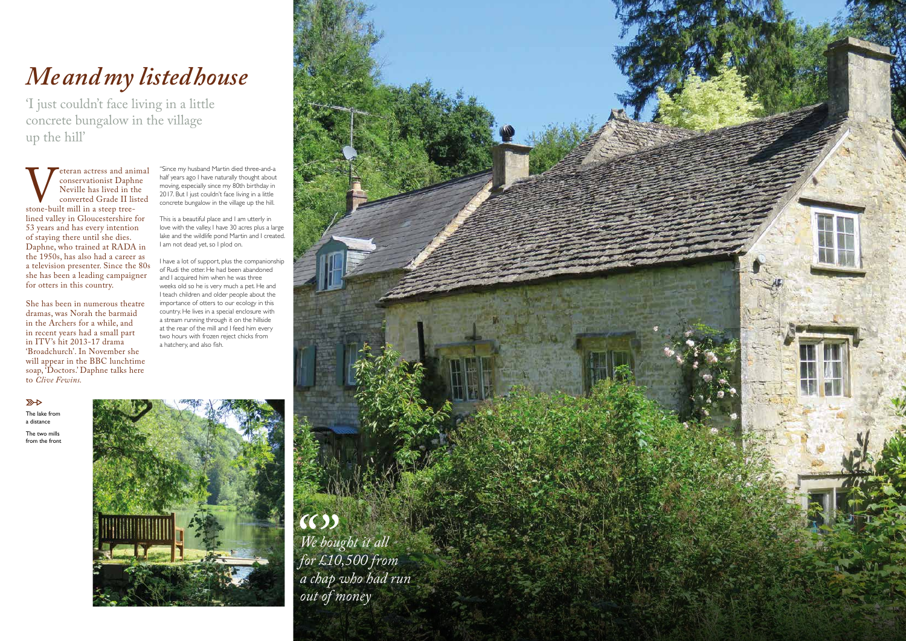# *Me and my listed house*

'I just couldn't face living in a little concrete bungalow in the village up the hill'

Veteran actress and animal conservationist Daphne Neville has lived in the converted Grade II listed stone-built mill in a steep tree-lined valley in Gloucestershire for 53 years and has every intention of staying there until she dies. Daphne, who trained at RADA in the 1950s, has also had a career as a television presenter. Since the 80s she has been a leading campaigner for otters in this country.

She has been in numerous theatre dramas, was Norah the barmaid in the Archers for a while, and in recent years had a small part in ITV's hit 2013-17 drama 'Broadchurch'. In November she will appear in the BBC lunchtime soap, 'Doctors.' Daphne talks here to *Clive Fewins.*

"Since my husband Martin died three-and-a half years ago I have naturally thought about moving, especially since my 80th birthday in 2017. But I just couldn't face living in a little concrete bungalow in the village up the hill.

This is a beautiful place and I am utterly in love with the valley. I have 30 acres plus a large lake and the wildlife pond Martin and I created. I am not dead yet, so I plod on.

I have a lot of support, plus the companionship of Rudi the otter. He had been abandoned and I acquired him when he was three weeks old so he is very much a pet. He and I teach children and older people about the importance of otters to our ecology in this country. He lives in a special enclosure with a stream running through it on the hillside at the rear of the mill and I feed him every two hours with frozen reject chicks from a hatchery, and also fish.

The lake from a distance

The two mills from the front

*We bought it all for £10,500 from a chap who had run out of money*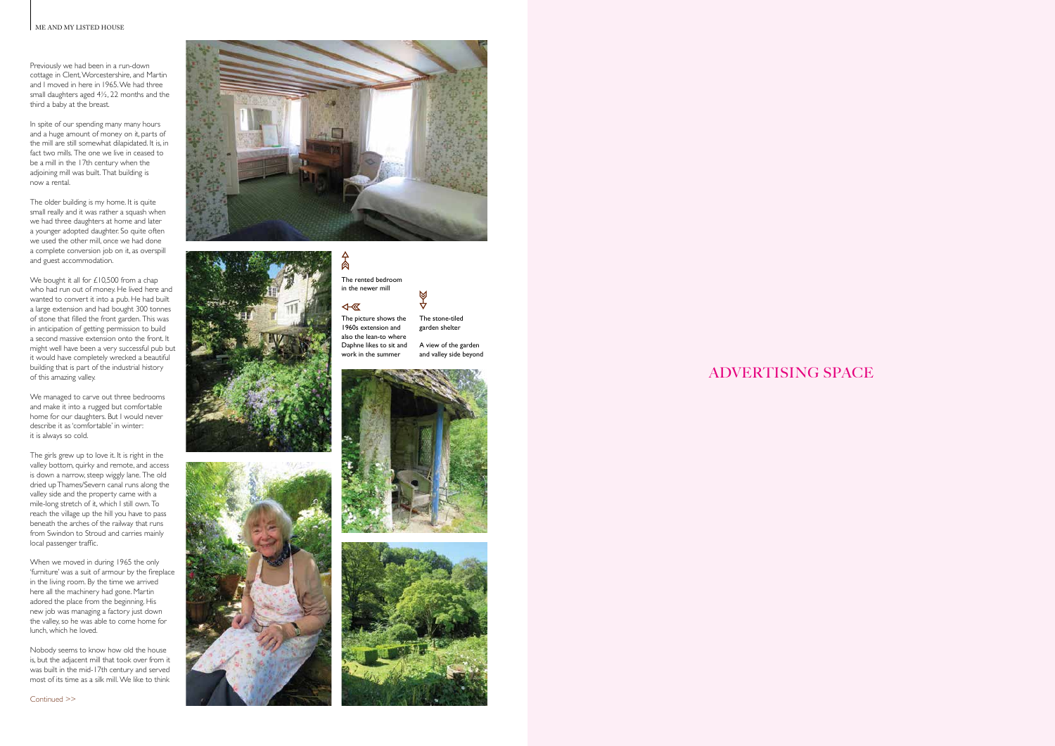Previously we had been in a run-down cottage in Clent, Worcestershire, and Martin and I moved in here in 1965. We had three small daughters aged 4½, 22 months and the third a baby at the breast.

In spite of our spending many many hours and a huge amount of money on it, parts of the mill are still somewhat dilapidated. It is, in fact two mills. The one we live in ceased to be a mill in the 17th century when the adjoining mill was built. That building is now a rental.

The older building is my home. It is quite small really and it was rather a squash when we had three daughters at home and later a younger adopted daughter. So quite often we used the other mill, once we had done a complete conversion job on it, as overspill and guest accommodation.

We bought it all for £10,500 from a chap who had run out of money. He lived here and wanted to convert it into a pub. He had built a large extension and had bought 300 tonnes of stone that filled the front garden. This was in anticipation of getting permission to build a second massive extension onto the front. It might well have been a very successful pub but it would have completely wrecked a beautiful building that is part of the industrial history of this amazing valley.

We managed to carve out three bedrooms and make it into a rugged but comfortable home for our daughters. But I would never describe it as 'comfortable' in winter: it is always so cold.

The girls grew up to love it. It is right in the valley bottom, quirky and remote, and access is down a narrow, steep wiggly lane. The old dried up Thames/Severn canal runs along the valley side and the property came with a mile-long stretch of it, which I still own. To reach the village up the hill you have to pass beneath the arches of the railway that runs from Swindon to Stroud and carries mainly local passenger traffic.

When we moved in during 1965 the only 'furniture' was a suit of armour by the fireplace in the living room. By the time we arrived here all the machinery had gone. Martin adored the place from the beginning. His new job was managing a factory just down the valley, so he was able to come home for lunch, which he loved.

Nobody seems to know how old the house is, but the adjacent mill that took over from it was built in the mid-17th century and served most of its time as a silk mill. We like to think

Continued >>

The rented bedroom in the newer mill

The picture shows the 1960s extension and also the lean-to where Daphne likes to sit and work in the summer

The stone-tiled garden shelter

A view of the garden and valley side beyond

ADVERTISING SPACE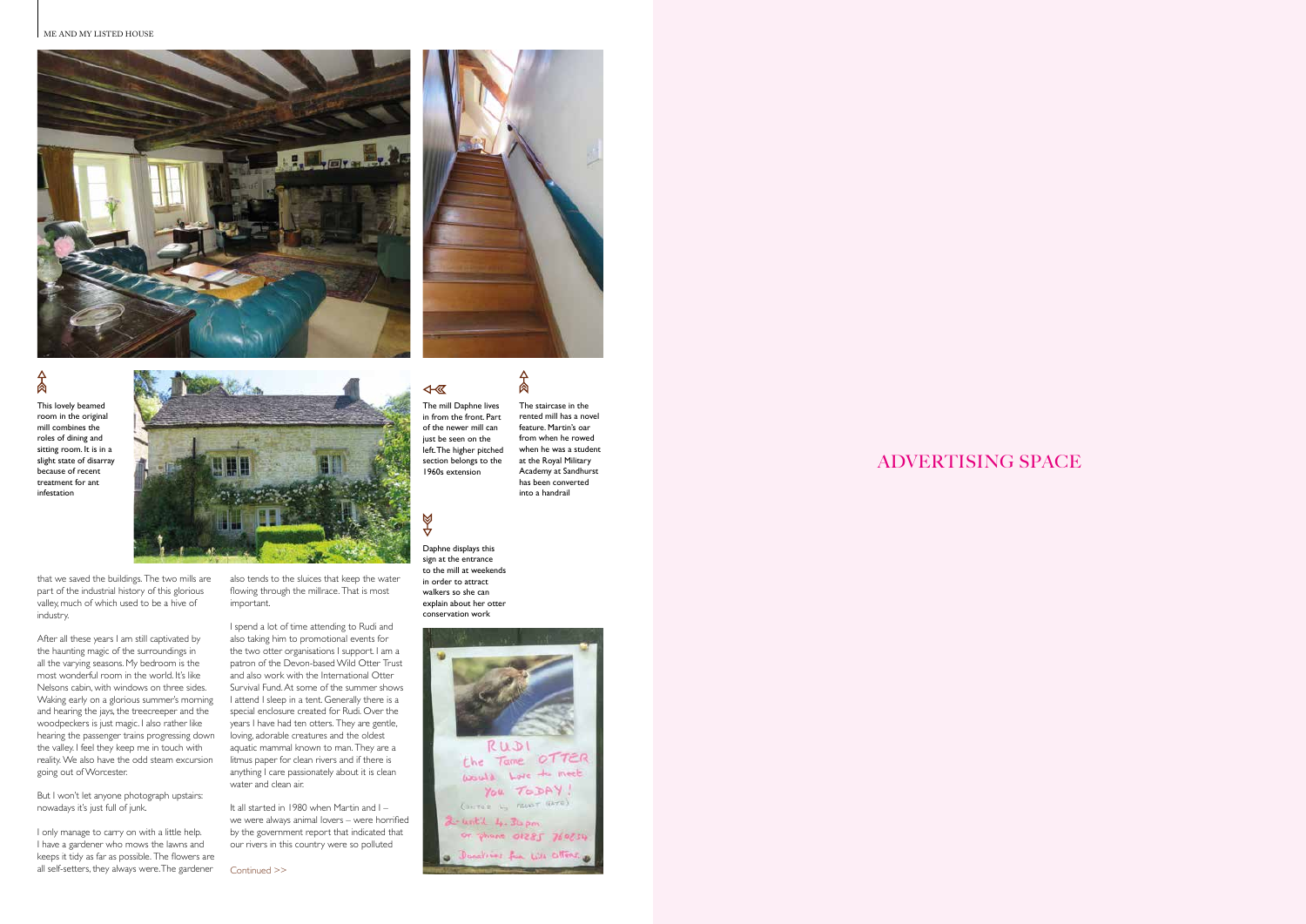This lovely beamed room in the original mill combines the roles of dining and sitting room. It is in a slight state of disarray because of recent treatment for ant infestation

The mill Daphne lives in from the front. Part of the newer mill can just be seen on the left. The higher pitched section belongs to the 1960s extension

The staircase in the rented mill has a novel feature. Martin's oar from when he rowed when he was a student at the Royal Military Academy at Sandhurst has been converted into a handrail

Daphne displays this sign at the entrance to the mill at weekends in order to attract walkers so she can explain about her otter conservation work

that we saved the buildings. The two mills are part of the industrial history of this glorious valley, much of which used to be a hive of industry.

After all these years I am still captivated by the haunting magic of the surroundings in all the varying seasons. My bedroom is the most wonderful room in the world. It's like Nelsons cabin, with windows on three sides. Waking early on a glorious summer's morning and hearing the jays, the treecreeper and the woodpeckers is just magic. I also rather like hearing the passenger trains progressing down the valley. I feel they keep me in touch with reality. We also have the odd steam excursion going out of Worcester.

But I won't let anyone photograph upstairs: nowadays it's just full of junk.

I only manage to carry on with a little help. I have a gardener who mows the lawns and keeps it tidy as far as possible. The flowers are all self-setters, they always were. The gardener also tends to the sluices that keep the water flowing through the millrace. That is most important.

I spend a lot of time attending to Rudi and also taking him to promotional events for the two otter organisations I support. I am a patron of the Devon-based Wild Otter Trust and also work with the International Otter Survival Fund. At some of the summer shows I attend I sleep in a tent. Generally there is a special enclosure created for Rudi. Over the years I have had ten otters. They are gentle, loving, adorable creatures and the oldest aquatic mammal known to man. They are a litmus paper for clean rivers and if there is anything I care passionately about it is clean water and clean air.

It all started in 1980 when Martin and I – we were always animal lovers – were horrified by the government report that indicated that our rivers in this country were so polluted

Continued >>

ADVERTISING SPACE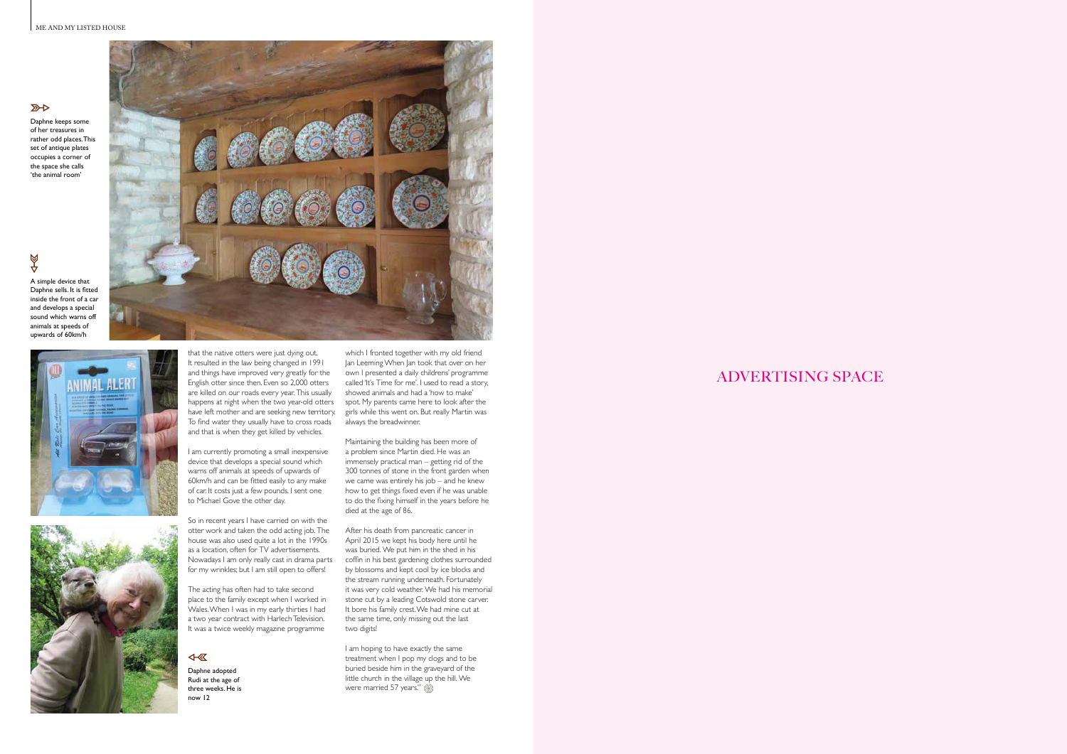Daphne keeps some of her treasures in rather odd places. This set of antique plates occupies a corner of the space she calls 'the animal room'

A simple device that Daphne sells. It is fitted inside the front of a car and develops a special sound which warns off animals at speeds of upwards of 60km/h

Daphne adopted Rudi at the age of three weeks. He is now 12

that the native otters were just dying out. It resulted in the law being changed in 1991 and things have improved very greatly for the English otter since then. Even so 2,000 otters are killed on our roads every year. This usually happens at night when the two year-old otters have left mother and are seeking new territory. To find water they usually have to cross roads and that is when they get killed by vehicles.

I am currently promoting a small inexpensive device that develops a special sound which warns off animals at speeds of upwards of 60km/h and can be fitted easily to any make of car. It costs just a few pounds. I sent one to Michael Gove the other day.

So in recent years I have carried on with the otter work and taken the odd acting job. The house was also used quite a lot in the 1990s as a location, often for TV advertisements. Nowadays I am only really cast in drama parts for my wrinkles; but I am still open to offers!

The acting has often had to take second place to the family except when I worked in Wales. When I was in my early thirties I had a two year contract with Harlech Television. It was a twice weekly magazine programme which I fronted together with my old friend Jan Leeming When Jan took that over on her own I presented a daily childrens' programme called 'It's Time for me'. I used to read a story, showed animals and had a 'how to make' spot. My parents came here to look after the girls while this went on. But really Martin was always the breadwinner.

Maintaining the building has been more of a problem since Martin died. He was an immensely practical man – getting rid of the 300 tonnes of stone in the front garden when we came was entirely his job – and he knew how to get things fixed even if he was unable to do the fixing himself in the years before he died at the age of 86.

After his death from pancreatic cancer in April 2015 we kept his body here until he was buried. We put him in the shed in his coffin in his best gardening clothes surrounded by blossoms and kept cool by ice blocks and the stream running underneath. Fortunately it was very cold weather. We had his memorial stone cut by a leading Cotswold stone carver. It bore his family crest. We had mine cut at the same time, only missing out the last two digits!

I am hoping to have exactly the same treatment when I pop my clogs and to be buried beside him in the graveyard of the little church in the village up the hill. We were married 57 years."

ADVERTISING SPACE